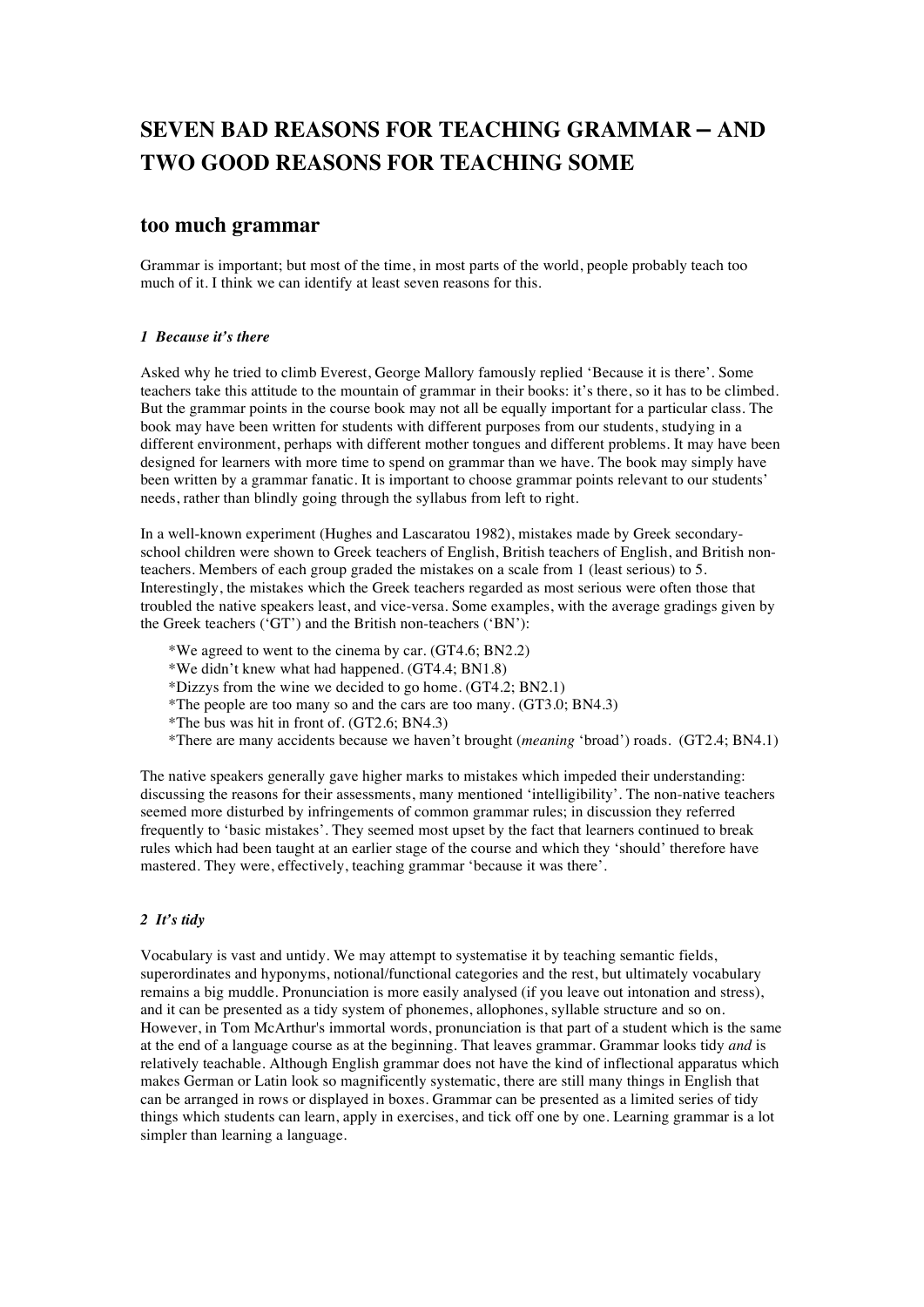# SEVEN BAD REASONS FOR TEACHING GRAMMAR – AND TWO GOOD REASONS FOR TEACHING SOME

## too much grammar

Grammar is important; but most of the time, in most parts of the world, people probably teach too much of it. I think we can identify at least seven reasons for this.

### *1 Because it's there*

Asked why he tried to climb Everest, George Mallory famously replied 'Because it is there'. Some teachers take this attitude to the mountain of grammar in their books: it's there, so it has to be climbed. But the grammar points in the course book may not all be equally important for a particular class. The book may have been written for students with different purposes from our students, studying in a different environment, perhaps with different mother tongues and different problems. It may have been designed for learners with more time to spend on grammar than we have. The book may simply have been written by a grammar fanatic. It is important to choose grammar points relevant to our students' needs, rather than blindly going through the syllabus from left to right.

In a well-known experiment (Hughes and Lascaratou 1982), mistakes made by Greek secondary-school children were shown to Greek teachers of English, British teachers of English, and British non-teachers. Members of each group graded the mistakes on a scale from 1 (least serious) to 5. Interestingly, the mistakes which the Greek teachers regarded as most serious were often those that troubled the native speakers least, and vice-versa. Some examples, with the average gradings given by the Greek teachers ('GT') and the British non-teachers ('BN'):

> *We agreed to went to the cinema by car. (GT4.6; BN2.2)
> *We didn't knew what had happened. (GT4.4; BN1.8)
> *Dizzys from the wine we decided to go home. (GT4.2; BN2.1)
> *The people are too many so and the cars are too many. (GT3.0; BN4.3)
> *The bus was hit in front of. (GT2.6; BN4.3)
> *There are many accidents because we haven't brought (*meaning* 'broad') roads. (GT2.4; BN4.1)

The native speakers generally gave higher marks to mistakes which impeded their understanding: discussing the reasons for their assessments, many mentioned 'intelligibility'. The non-native teachers seemed more disturbed by infringements of common grammar rules; in discussion they referred frequently to 'basic mistakes'. They seemed most upset by the fact that learners continued to break rules which had been taught at an earlier stage of the course and which they 'should' therefore have mastered. They were, effectively, teaching grammar 'because it was there'.

### *2 It's tidy*

Vocabulary is vast and untidy. We may attempt to systematise it by teaching semantic fields, superordinates and hyponyms, notional/functional categories and the rest, but ultimately vocabulary remains a big muddle. Pronunciation is more easily analysed (if you leave out intonation and stress), and it can be presented as a tidy system of phonemes, allophones, syllable structure and so on. However, in Tom McArthur's immortal words, pronunciation is that part of a student which is the same at the end of a language course as at the beginning. That leaves grammar. Grammar looks tidy *and* is relatively teachable. Although English grammar does not have the kind of inflectional apparatus which makes German or Latin look so magnificently systematic, there are still many things in English that can be arranged in rows or displayed in boxes. Grammar can be presented as a limited series of tidy things which students can learn, apply in exercises, and tick off one by one. Learning grammar is a lot simpler than learning a language.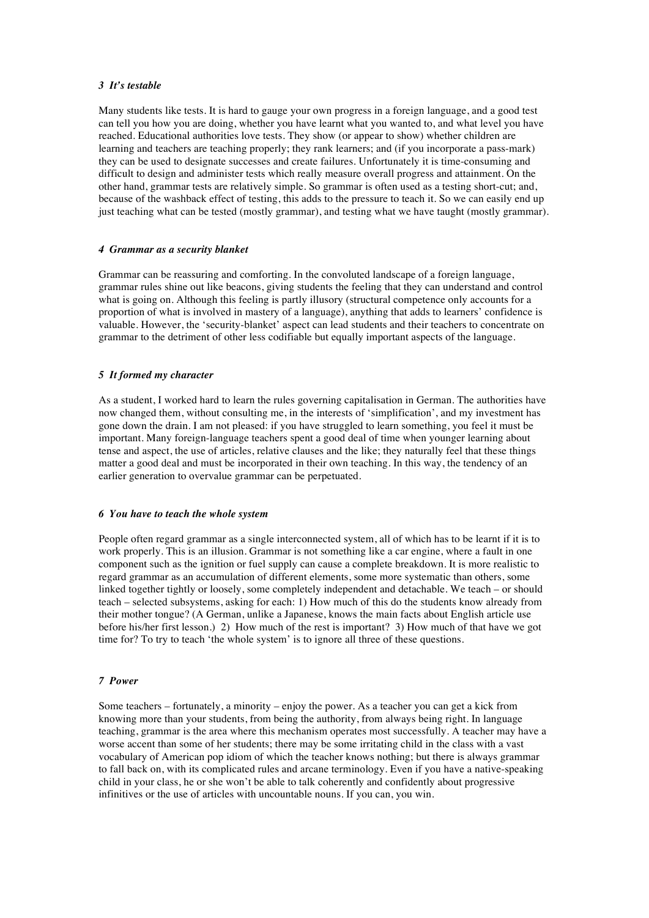### *3 It's testable*

Many students like tests. It is hard to gauge your own progress in a foreign language, and a good test can tell you how you are doing, whether you have learnt what you wanted to, and what level you have reached. Educational authorities love tests. They show (or appear to show) whether children are learning and teachers are teaching properly; they rank learners; and (if you incorporate a pass-mark) they can be used to designate successes and create failures. Unfortunately it is time-consuming and difficult to design and administer tests which really measure overall progress and attainment. On the other hand, grammar tests are relatively simple. So grammar is often used as a testing short-cut; and, because of the washback effect of testing, this adds to the pressure to teach it. So we can easily end up just teaching what can be tested (mostly grammar), and testing what we have taught (mostly grammar).

### *4 Grammar as a security blanket*

Grammar can be reassuring and comforting. In the convoluted landscape of a foreign language, grammar rules shine out like beacons, giving students the feeling that they can understand and control what is going on. Although this feeling is partly illusory (structural competence only accounts for a proportion of what is involved in mastery of a language), anything that adds to learners' confidence is valuable. However, the 'security-blanket' aspect can lead students and their teachers to concentrate on grammar to the detriment of other less codifiable but equally important aspects of the language.

### *5 It formed my character*

As a student, I worked hard to learn the rules governing capitalisation in German. The authorities have now changed them, without consulting me, in the interests of 'simplification', and my investment has gone down the drain. I am not pleased: if you have struggled to learn something, you feel it must be important. Many foreign-language teachers spent a good deal of time when younger learning about tense and aspect, the use of articles, relative clauses and the like; they naturally feel that these things matter a good deal and must be incorporated in their own teaching. In this way, the tendency of an earlier generation to overvalue grammar can be perpetuated.

### *6 You have to teach the whole system*

People often regard grammar as a single interconnected system, all of which has to be learnt if it is to work properly. This is an illusion. Grammar is not something like a car engine, where a fault in one component such as the ignition or fuel supply can cause a complete breakdown. It is more realistic to regard grammar as an accumulation of different elements, some more systematic than others, some linked together tightly or loosely, some completely independent and detachable. We teach – or should teach – selected subsystems, asking for each: 1) How much of this do the students know already from their mother tongue? (A German, unlike a Japanese, knows the main facts about English article use before his/her first lesson.) 2) How much of the rest is important? 3) How much of that have we got time for? To try to teach 'the whole system' is to ignore all three of these questions.

### *7 Power*

Some teachers – fortunately, a minority – enjoy the power. As a teacher you can get a kick from knowing more than your students, from being the authority, from always being right. In language teaching, grammar is the area where this mechanism operates most successfully. A teacher may have a worse accent than some of her students; there may be some irritating child in the class with a vast vocabulary of American pop idiom of which the teacher knows nothing; but there is always grammar to fall back on, with its complicated rules and arcane terminology. Even if you have a native-speaking child in your class, he or she won't be able to talk coherently and confidently about progressive infinitives or the use of articles with uncountable nouns. If you can, you win.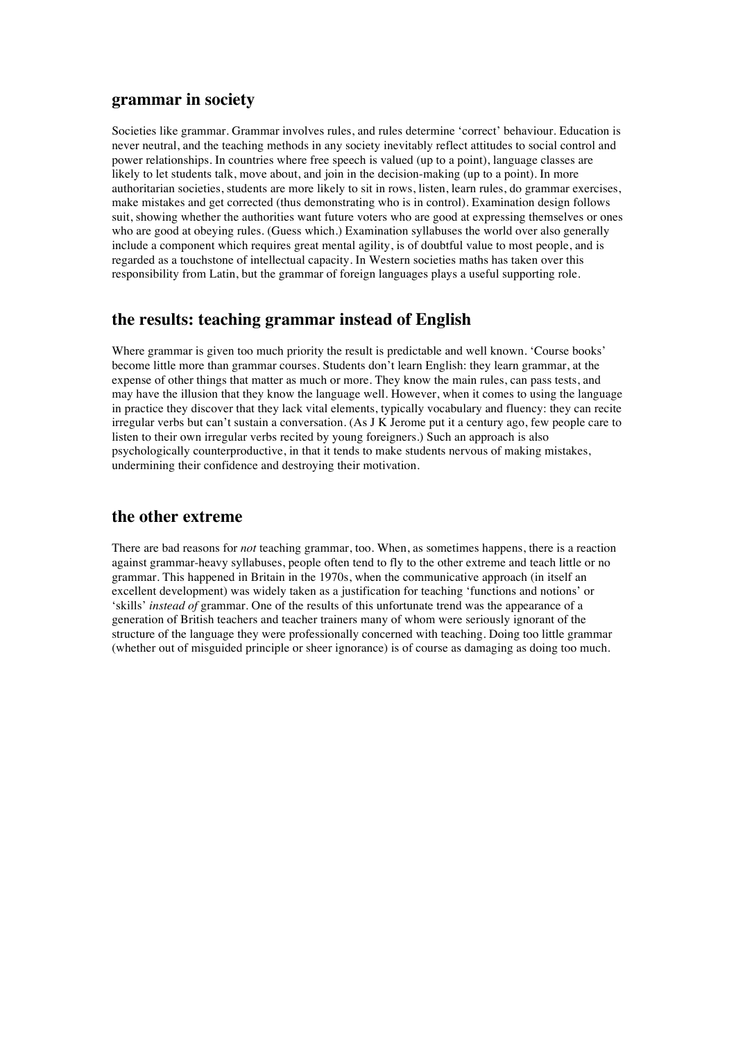## grammar in society

Societies like grammar. Grammar involves rules, and rules determine 'correct' behaviour. Education is never neutral, and the teaching methods in any society inevitably reflect attitudes to social control and power relationships. In countries where free speech is valued (up to a point), language classes are likely to let students talk, move about, and join in the decision-making (up to a point). In more authoritarian societies, students are more likely to sit in rows, listen, learn rules, do grammar exercises, make mistakes and get corrected (thus demonstrating who is in control). Examination design follows suit, showing whether the authorities want future voters who are good at expressing themselves or ones who are good at obeying rules. (Guess which.) Examination syllabuses the world over also generally include a component which requires great mental agility, is of doubtful value to most people, and is regarded as a touchstone of intellectual capacity. In Western societies maths has taken over this responsibility from Latin, but the grammar of foreign languages plays a useful supporting role.

## the results: teaching grammar instead of English

Where grammar is given too much priority the result is predictable and well known. 'Course books' become little more than grammar courses. Students don't learn English: they learn grammar, at the expense of other things that matter as much or more. They know the main rules, can pass tests, and may have the illusion that they know the language well. However, when it comes to using the language in practice they discover that they lack vital elements, typically vocabulary and fluency: they can recite irregular verbs but can't sustain a conversation. (As J K Jerome put it a century ago, few people care to listen to their own irregular verbs recited by young foreigners.) Such an approach is also psychologically counterproductive, in that it tends to make students nervous of making mistakes, undermining their confidence and destroying their motivation.

## the other extreme

There are bad reasons for *not* teaching grammar, too. When, as sometimes happens, there is a reaction against grammar-heavy syllabuses, people often tend to fly to the other extreme and teach little or no grammar. This happened in Britain in the 1970s, when the communicative approach (in itself an excellent development) was widely taken as a justification for teaching 'functions and notions' or 'skills' *instead of* grammar. One of the results of this unfortunate trend was the appearance of a generation of British teachers and teacher trainers many of whom were seriously ignorant of the structure of the language they were professionally concerned with teaching. Doing too little grammar (whether out of misguided principle or sheer ignorance) is of course as damaging as doing too much.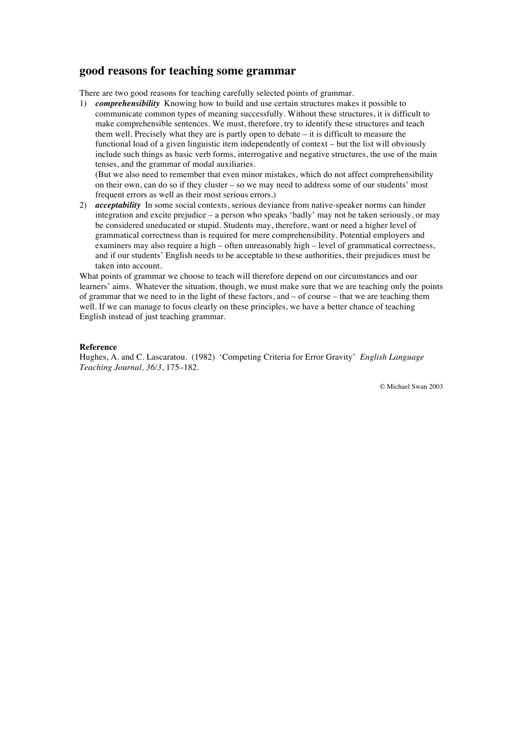## good reasons for teaching some grammar

There are two good reasons for teaching carefully selected points of grammar.

1) ***comprehensibility*** Knowing how to build and use certain structures makes it possible to communicate common types of meaning successfully. Without these structures, it is difficult to make comprehensible sentences. We must, therefore, try to identify these structures and teach them well. Precisely what they are is partly open to debate – it is difficult to measure the functional load of a given linguistic item independently of context – but the list will obviously include such things as basic verb forms, interrogative and negative structures, the use of the main tenses, and the grammar of modal auxiliaries.
   (But we also need to remember that even minor mistakes, which do not affect comprehensibility on their own, can do so if they cluster – so we may need to address some of our students' most frequent errors as well as their most serious errors.)
2) ***acceptability*** In some social contexts, serious deviance from native-speaker norms can hinder integration and excite prejudice – a person who speaks 'badly' may not be taken seriously, or may be considered uneducated or stupid. Students may, therefore, want or need a higher level of grammatical correctness than is required for mere comprehensibility. Potential employers and examiners may also require a high – often unreasonably high – level of grammatical correctness, and if our students' English needs to be acceptable to these authorities, their prejudices must be taken into account.

What points of grammar we choose to teach will therefore depend on our circumstances and our learners' aims. Whatever the situation, though, we must make sure that we are teaching only the points of grammar that we need to in the light of these factors, and – of course – that we are teaching them well. If we can manage to focus clearly on these principles, we have a better chance of teaching English instead of just teaching grammar.

**Reference**

Hughes, A. and C. Lascaratou. (1982) 'Competing Criteria for Error Gravity' *English Language Teaching Journal, 36/3*, 175–182.

© Michael Swan 2003